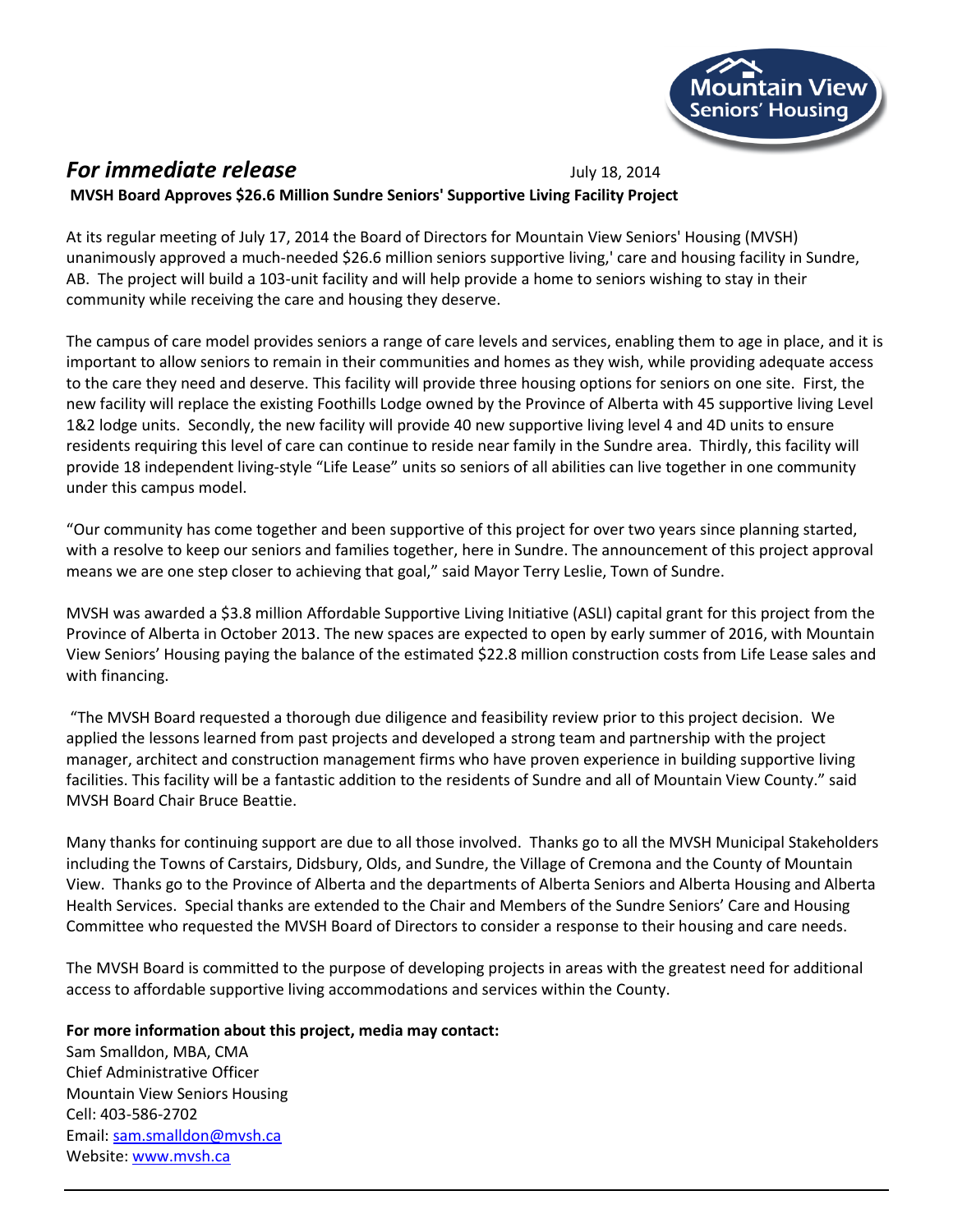Mountain View Seniors' Housing

***For immediate release*** July 18, 2014

**MVSH Board Approves $26.6 Million Sundre Seniors' Supportive Living Facility Project**

At its regular meeting of July 17, 2014 the Board of Directors for Mountain View Seniors' Housing (MVSH) unanimously approved a much-needed $26.6 million seniors supportive living,' care and housing facility in Sundre, AB. The project will build a 103-unit facility and will help provide a home to seniors wishing to stay in their community while receiving the care and housing they deserve.

The campus of care model provides seniors a range of care levels and services, enabling them to age in place, and it is important to allow seniors to remain in their communities and homes as they wish, while providing adequate access to the care they need and deserve. This facility will provide three housing options for seniors on one site. First, the new facility will replace the existing Foothills Lodge owned by the Province of Alberta with 45 supportive living Level 1&2 lodge units. Secondly, the new facility will provide 40 new supportive living level 4 and 4D units to ensure residents requiring this level of care can continue to reside near family in the Sundre area. Thirdly, this facility will provide 18 independent living-style "Life Lease" units so seniors of all abilities can live together in one community under this campus model.

"Our community has come together and been supportive of this project for over two years since planning started, with a resolve to keep our seniors and families together, here in Sundre. The announcement of this project approval means we are one step closer to achieving that goal," said Mayor Terry Leslie, Town of Sundre.

MVSH was awarded a $3.8 million Affordable Supportive Living Initiative (ASLI) capital grant for this project from the Province of Alberta in October 2013. The new spaces are expected to open by early summer of 2016, with Mountain View Seniors' Housing paying the balance of the estimated $22.8 million construction costs from Life Lease sales and with financing.

"The MVSH Board requested a thorough due diligence and feasibility review prior to this project decision. We applied the lessons learned from past projects and developed a strong team and partnership with the project manager, architect and construction management firms who have proven experience in building supportive living facilities. This facility will be a fantastic addition to the residents of Sundre and all of Mountain View County." said MVSH Board Chair Bruce Beattie.

Many thanks for continuing support are due to all those involved. Thanks go to all the MVSH Municipal Stakeholders including the Towns of Carstairs, Didsbury, Olds, and Sundre, the Village of Cremona and the County of Mountain View. Thanks go to the Province of Alberta and the departments of Alberta Seniors and Alberta Housing and Alberta Health Services. Special thanks are extended to the Chair and Members of the Sundre Seniors' Care and Housing Committee who requested the MVSH Board of Directors to consider a response to their housing and care needs.

The MVSH Board is committed to the purpose of developing projects in areas with the greatest need for additional access to affordable supportive living accommodations and services within the County.

**For more information about this project, media may contact:**
Sam Smalldon, MBA, CMA
Chief Administrative Officer
Mountain View Seniors Housing
Cell: 403-586-2702
Email: sam.smalldon@mvsh.ca
Website: www.mvsh.ca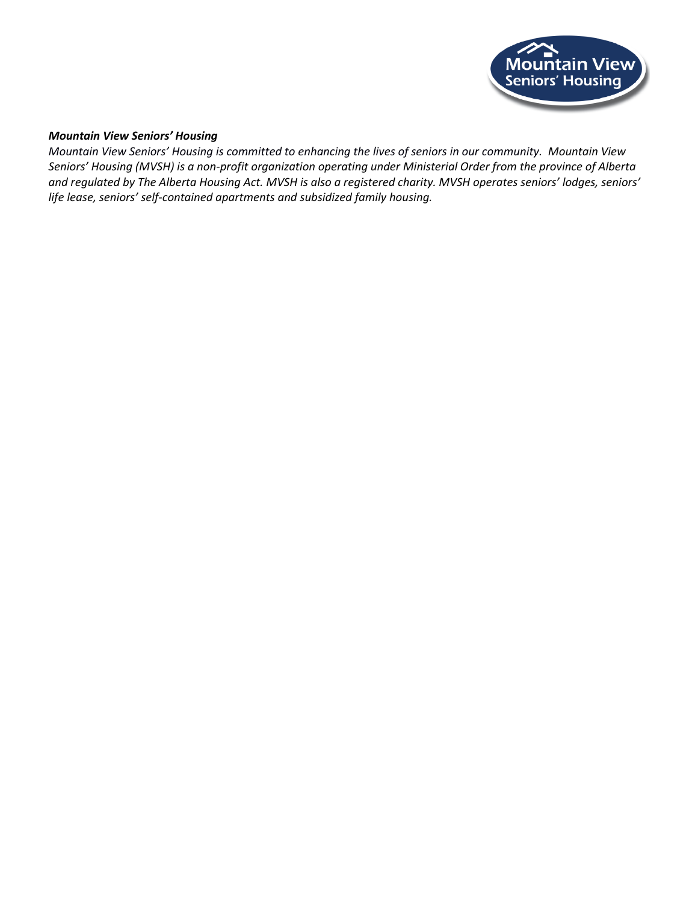***Mountain View Seniors' Housing***

*Mountain View Seniors' Housing is committed to enhancing the lives of seniors in our community. Mountain View Seniors' Housing (MVSH) is a non-profit organization operating under Ministerial Order from the province of Alberta and regulated by The Alberta Housing Act. MVSH is also a registered charity. MVSH operates seniors' lodges, seniors' life lease, seniors' self-contained apartments and subsidized family housing.*